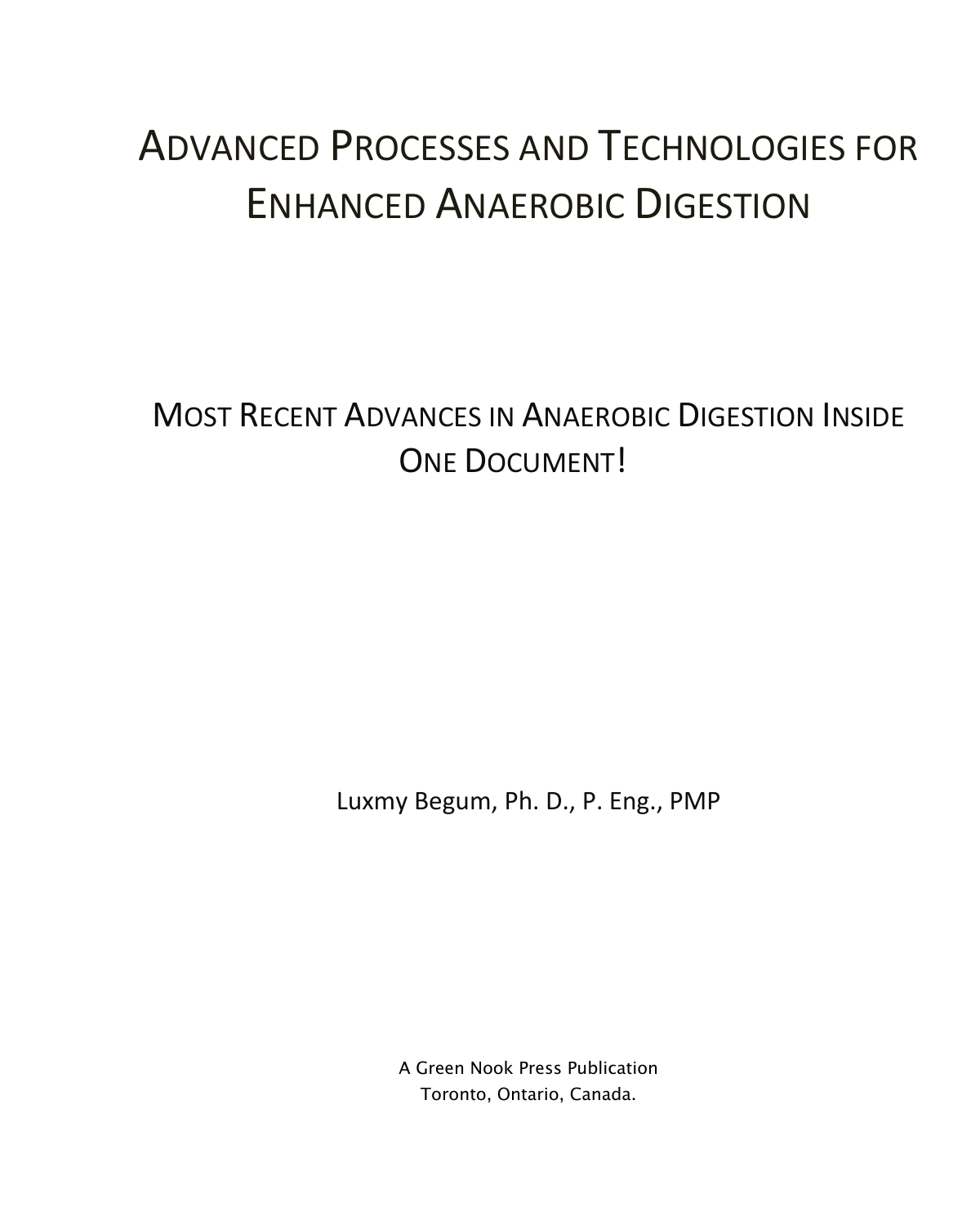# Advanced Processes and Technologies for Enhanced Anaerobic Digestion

## Most Recent Advances in Anaerobic Digestion Inside One Document!

Luxmy Begum, Ph. D., P. Eng., PMP

A Green Nook Press Publication
Toronto, Ontario, Canada.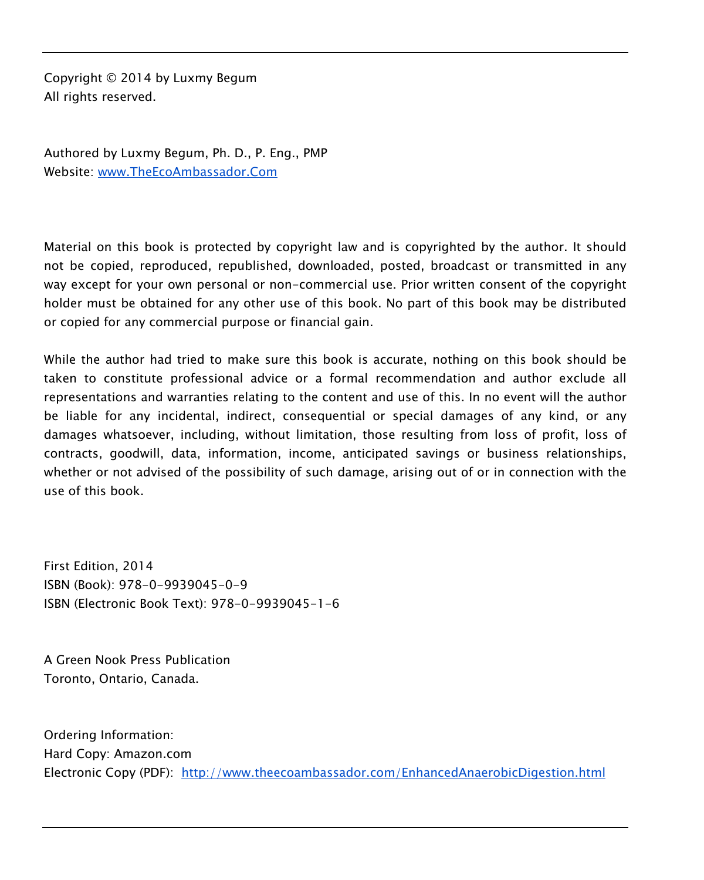Copyright © 2014 by Luxmy Begum
All rights reserved.

Authored by Luxmy Begum, Ph. D., P. Eng., PMP
Website: [www.TheEcoAmbassador.Com](http://www.TheEcoAmbassador.Com)

Material on this book is protected by copyright law and is copyrighted by the author. It should not be copied, reproduced, republished, downloaded, posted, broadcast or transmitted in any way except for your own personal or non-commercial use. Prior written consent of the copyright holder must be obtained for any other use of this book. No part of this book may be distributed or copied for any commercial purpose or financial gain.

While the author had tried to make sure this book is accurate, nothing on this book should be taken to constitute professional advice or a formal recommendation and author exclude all representations and warranties relating to the content and use of this. In no event will the author be liable for any incidental, indirect, consequential or special damages of any kind, or any damages whatsoever, including, without limitation, those resulting from loss of profit, loss of contracts, goodwill, data, information, income, anticipated savings or business relationships, whether or not advised of the possibility of such damage, arising out of or in connection with the use of this book.

First Edition, 2014
ISBN (Book): 978-0-9939045-0-9
ISBN (Electronic Book Text): 978-0-9939045-1-6

A Green Nook Press Publication
Toronto, Ontario, Canada.

Ordering Information:
Hard Copy: Amazon.com
Electronic Copy (PDF): [http://www.theecoambassador.com/EnhancedAnaerobicDigestion.html](http://www.theecoambassador.com/EnhancedAnaerobicDigestion.html)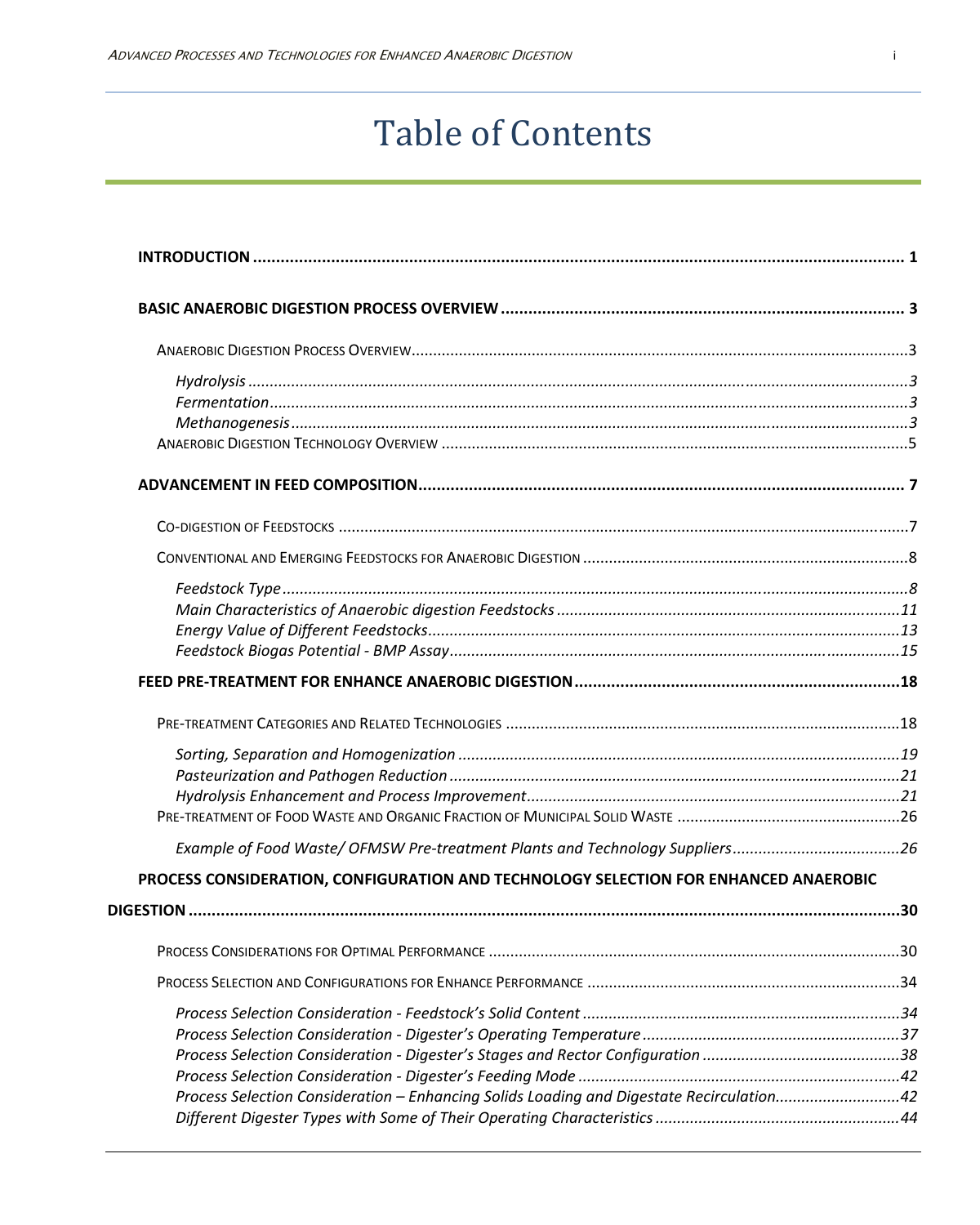# Table of Contents

**INTRODUCTION** .......................................................................................................................................... **1**

**BASIC ANAEROBIC DIGESTION PROCESS OVERVIEW** ....................................................................................... **3**

ANAEROBIC DIGESTION PROCESS OVERVIEW.........................................................................................................3

*Hydrolysis* ...................................................................................................................................3
*Fermentation* .............................................................................................................................3
*Methanogenesis* .........................................................................................................................3

ANAEROBIC DIGESTION TECHNOLOGY OVERVIEW ................................................................................................5

**ADVANCEMENT IN FEED COMPOSITION**.............................................................................................. **7**

CO-DIGESTION OF FEEDSTOCKS ...................................................................................................................7

CONVENTIONAL AND EMERGING FEEDSTOCKS FOR ANAEROBIC DIGESTION .....................................................................8

*Feedstock Type* ............................................................................................................................8
*Main Characteristics of Anaerobic digestion Feedstocks* ..........................................................................11
*Energy Value of Different Feedstocks*.............................................................................................13
*Feedstock Biogas Potential - BMP Assay*..........................................................................................15

**FEED PRE-TREATMENT FOR ENHANCE ANAEROBIC DIGESTION**.........................................................................**18**

PRE-TREATMENT CATEGORIES AND RELATED TECHNOLOGIES .......................................................................................18

*Sorting, Separation and Homogenization* ...........................................................................................19
*Pasteurization and Pathogen Reduction* .............................................................................................21
*Hydrolysis Enhancement and Process Improvement*...................................................................................21

PRE-TREATMENT OF FOOD WASTE AND ORGANIC FRACTION OF MUNICIPAL SOLID WASTE ..............................................26

*Example of Food Waste/ OFMSW Pre-treatment Plants and Technology Suppliers*.......................................26

**PROCESS CONSIDERATION, CONFIGURATION AND TECHNOLOGY SELECTION FOR ENHANCED ANAEROBIC DIGESTION** ..............................................................................................................................................**30**

PROCESS CONSIDERATIONS FOR OPTIMAL PERFORMANCE ...................................................................................30

PROCESS SELECTION AND CONFIGURATIONS FOR ENHANCE PERFORMANCE ..........................................................34

*Process Selection Consideration - Feedstock's Solid Content* ..........................................................34
*Process Selection Consideration - Digester's Operating Temperature* ...............................................37
*Process Selection Consideration - Digester's Stages and Rector Configuration* ....................................38
*Process Selection Consideration - Digester's Feeding Mode* ...........................................................42
*Process Selection Consideration – Enhancing Solids Loading and Digestate Recirculation*.........................42
*Different Digester Types with Some of Their Operating Characteristics* ............................................44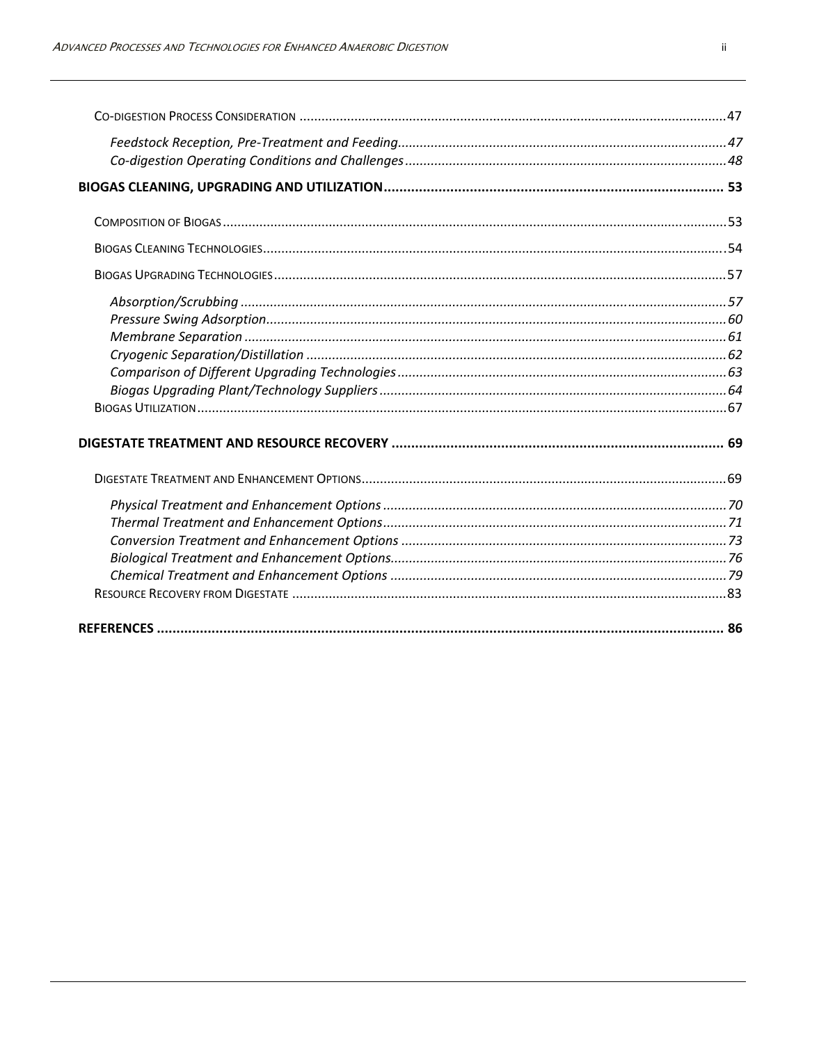Co-digestion Process Consideration .......... 47

*Feedstock Reception, Pre-Treatment and Feeding* .......... 47

*Co-digestion Operating Conditions and Challenges* .......... 48

**BIOGAS CLEANING, UPGRADING AND UTILIZATION .......... 53**

Composition of Biogas .......... 53

Biogas Cleaning Technologies .......... 54

Biogas Upgrading Technologies .......... 57

*Absorption/Scrubbing* .......... 57

*Pressure Swing Adsorption* .......... 60

*Membrane Separation* .......... 61

*Cryogenic Separation/Distillation* .......... 62

*Comparison of Different Upgrading Technologies* .......... 63

*Biogas Upgrading Plant/Technology Suppliers* .......... 64

Biogas Utilization .......... 67

**DIGESTATE TREATMENT AND RESOURCE RECOVERY .......... 69**

Digestate Treatment and Enhancement Options .......... 69

*Physical Treatment and Enhancement Options* .......... 70

*Thermal Treatment and Enhancement Options* .......... 71

*Conversion Treatment and Enhancement Options* .......... 73

*Biological Treatment and Enhancement Options* .......... 76

*Chemical Treatment and Enhancement Options* .......... 79

Resource Recovery from Digestate .......... 83

**REFERENCES .......... 86**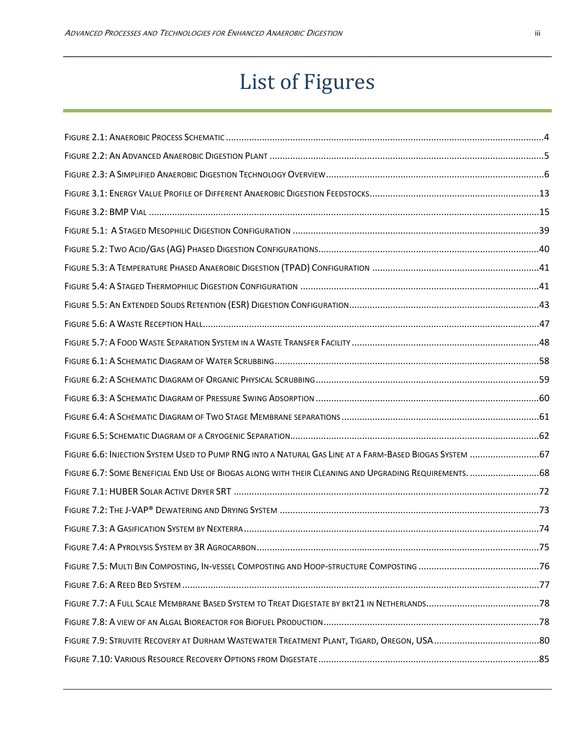# List of Figures

FIGURE 2.1: ANAEROBIC PROCESS SCHEMATIC ....................................................................................................4
FIGURE 2.2: AN ADVANCED ANAEROBIC DIGESTION PLANT ..........................................................................................5
FIGURE 2.3: A SIMPLIFIED ANAEROBIC DIGESTION TECHNOLOGY OVERVIEW .......................................................................6
FIGURE 3.1: ENERGY VALUE PROFILE OF DIFFERENT ANAEROBIC DIGESTION FEEDSTOCKS ..................................................13
FIGURE 3.2: BMP VIAL .....................................................................................................................15
FIGURE 5.1: A STAGED MESOPHILIC DIGESTION CONFIGURATION ....................................................................................39
FIGURE 5.2: TWO ACID/GAS (AG) PHASED DIGESTION CONFIGURATIONS ..........................................................................40
FIGURE 5.3: A TEMPERATURE PHASED ANAEROBIC DIGESTION (TPAD) CONFIGURATION .........................................................41
FIGURE 5.4: A STAGED THERMOPHILIC DIGESTION CONFIGURATION ..................................................................................41
FIGURE 5.5: AN EXTENDED SOLIDS RETENTION (ESR) DIGESTION CONFIGURATION ...............................................................43
FIGURE 5.6: A WASTE RECEPTION HALL ....................................................................................................47
FIGURE 5.7: A FOOD WASTE SEPARATION SYSTEM IN A WASTE TRANSFER FACILITY ............................................................48
FIGURE 6.1: A SCHEMATIC DIAGRAM OF WATER SCRUBBING ..............................................................................................58
FIGURE 6.2: A SCHEMATIC DIAGRAM OF ORGANIC PHYSICAL SCRUBBING ...........................................................................59
FIGURE 6.3: A SCHEMATIC DIAGRAM OF PRESSURE SWING ADSORPTION ............................................................................60
FIGURE 6.4: A SCHEMATIC DIAGRAM OF TWO STAGE MEMBRANE SEPARATIONS .....................................................................61
FIGURE 6.5: SCHEMATIC DIAGRAM OF A CRYOGENIC SEPARATION ......................................................................................62
FIGURE 6.6: INJECTION SYSTEM USED TO PUMP RNG INTO A NATURAL GAS LINE AT A FARM-BASED BIOGAS SYSTEM ...............67
FIGURE 6.7: SOME BENEFICIAL END USE OF BIOGAS ALONG WITH THEIR CLEANING AND UPGRADING REQUIREMENTS. .................68
FIGURE 7.1: HUBER SOLAR ACTIVE DRYER SRT .............................................................................................72
FIGURE 7.2: THE J-VAP® DEWATERING AND DRYING SYSTEM ............................................................................................73
FIGURE 7.3: A GASIFICATION SYSTEM BY NEXTERRA ......................................................................................................74
FIGURE 7.4: A PYROLYSIS SYSTEM BY 3R AGROCARBON ..................................................................................................75
FIGURE 7.5: MULTI BIN COMPOSTING, IN-VESSEL COMPOSTING AND HOOP-STRUCTURE COMPOSTING ......................................76
FIGURE 7.6: A REED BED SYSTEM ...........................................................................................................77
FIGURE 7.7: A FULL SCALE MEMBRANE BASED SYSTEM TO TREAT DIGESTATE BY BKT21 IN NETHERLANDS ..................................78
FIGURE 7.8: A VIEW OF AN ALGAL BIOREACTOR FOR BIOFUEL PRODUCTION ........................................................................78
FIGURE 7.9: STRUVITE RECOVERY AT DURHAM WASTEWATER TREATMENT PLANT, TIGARD, OREGON, USA ..................................80
FIGURE 7.10: VARIOUS RESOURCE RECOVERY OPTIONS FROM DIGESTATE ...........................................................................85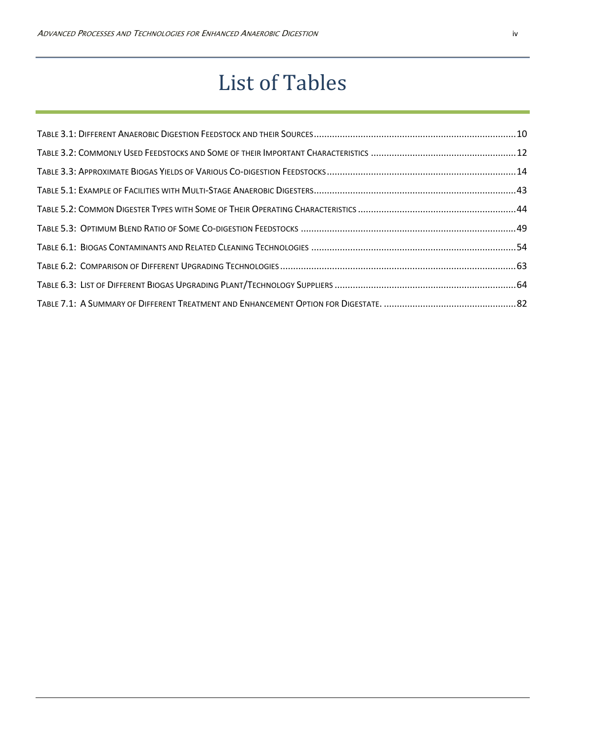# List of Tables

TABLE 3.1: DIFFERENT ANAEROBIC DIGESTION FEEDSTOCK AND THEIR SOURCES .......... 10

TABLE 3.2: COMMONLY USED FEEDSTOCKS AND SOME OF THEIR IMPORTANT CHARACTERISTICS .......... 12

TABLE 3.3: APPROXIMATE BIOGAS YIELDS OF VARIOUS CO-DIGESTION FEEDSTOCKS .......... 14

TABLE 5.1: EXAMPLE OF FACILITIES WITH MULTI-STAGE ANAEROBIC DIGESTERS .......... 43

TABLE 5.2: COMMON DIGESTER TYPES WITH SOME OF THEIR OPERATING CHARACTERISTICS .......... 44

TABLE 5.3: OPTIMUM BLEND RATIO OF SOME CO-DIGESTION FEEDSTOCKS .......... 49

TABLE 6.1: BIOGAS CONTAMINANTS AND RELATED CLEANING TECHNOLOGIES .......... 54

TABLE 6.2: COMPARISON OF DIFFERENT UPGRADING TECHNOLOGIES .......... 63

TABLE 6.3: LIST OF DIFFERENT BIOGAS UPGRADING PLANT/TECHNOLOGY SUPPLIERS .......... 64

TABLE 7.1: A SUMMARY OF DIFFERENT TREATMENT AND ENHANCEMENT OPTION FOR DIGESTATE. .......... 82